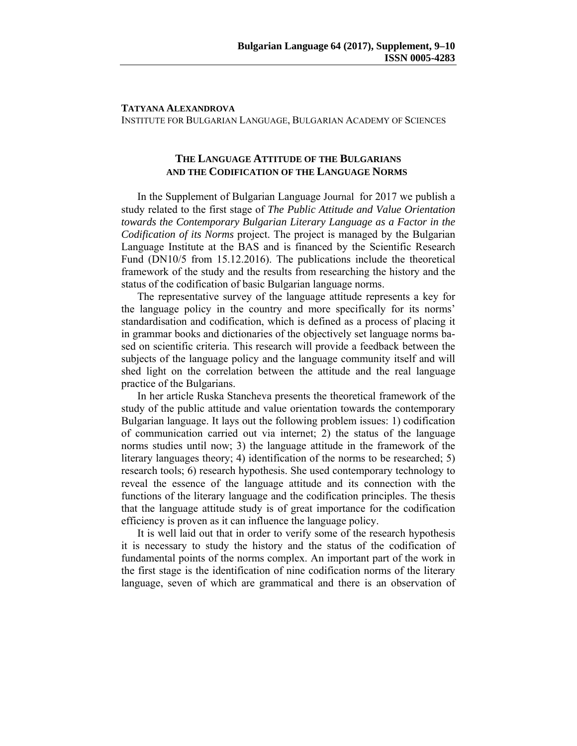**TATYANA ALEXANDROVA**
INSTITUTE FOR BULGARIAN LANGUAGE, BULGARIAN ACADEMY OF SCIENCES

# THE LANGUAGE ATTITUDE OF THE BULGARIANS AND THE CODIFICATION OF THE LANGUAGE NORMS

In the Supplement of Bulgarian Language Journal for 2017 we publish a study related to the first stage of *The Public Attitude and Value Orientation towards the Contemporary Bulgarian Literary Language as a Factor in the Codification of its Norms* project. The project is managed by the Bulgarian Language Institute at the BAS and is financed by the Scientific Research Fund (DN10/5 from 15.12.2016). The publications include the theoretical framework of the study and the results from researching the history and the status of the codification of basic Bulgarian language norms.

The representative survey of the language attitude represents a key for the language policy in the country and more specifically for its norms' standardisation and codification, which is defined as a process of placing it in grammar books and dictionaries of the objectively set language norms based on scientific criteria. This research will provide a feedback between the subjects of the language policy and the language community itself and will shed light on the correlation between the attitude and the real language practice of the Bulgarians.

In her article Ruska Stancheva presents the theoretical framework of the study of the public attitude and value orientation towards the contemporary Bulgarian language. It lays out the following problem issues: 1) codification of communication carried out via internet; 2) the status of the language norms studies until now; 3) the language attitude in the framework of the literary languages theory; 4) identification of the norms to be researched; 5) research tools; 6) research hypothesis. She used contemporary technology to reveal the essence of the language attitude and its connection with the functions of the literary language and the codification principles. The thesis that the language attitude study is of great importance for the codification efficiency is proven as it can influence the language policy.

It is well laid out that in order to verify some of the research hypothesis it is necessary to study the history and the status of the codification of fundamental points of the norms complex. An important part of the work in the first stage is the identification of nine codification norms of the literary language, seven of which are grammatical and there is an observation of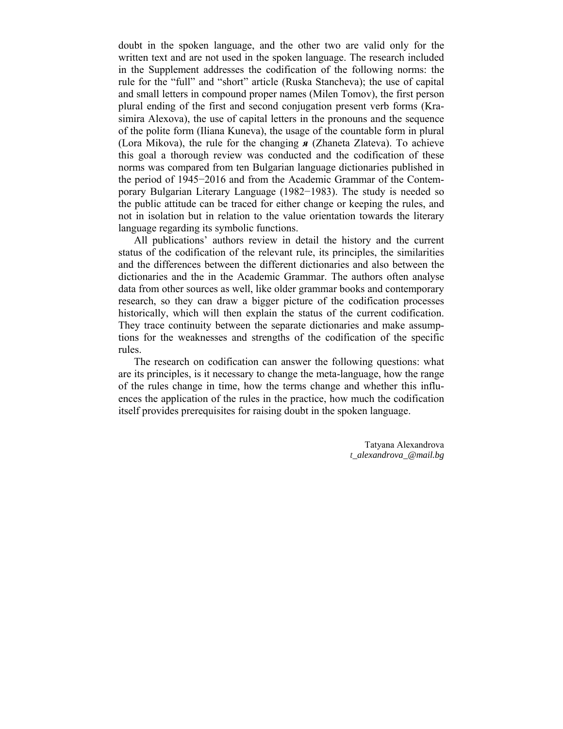doubt in the spoken language, and the other two are valid only for the written text and are not used in the spoken language. The research included in the Supplement addresses the codification of the following norms: the rule for the "full" and "short" article (Ruska Stancheva); the use of capital and small letters in compound proper names (Milen Tomov), the first person plural ending of the first and second conjugation present verb forms (Krasimira Alexova), the use of capital letters in the pronouns and the sequence of the polite form (Iliana Kuneva), the usage of the countable form in plural (Lora Mikova), the rule for the changing ***я*** (Zhaneta Zlateva). To achieve this goal a thorough review was conducted and the codification of these norms was compared from ten Bulgarian language dictionaries published in the period of 1945−2016 and from the Academic Grammar of the Contemporary Bulgarian Literary Language (1982−1983). The study is needed so the public attitude can be traced for either change or keeping the rules, and not in isolation but in relation to the value orientation towards the literary language regarding its symbolic functions.

All publications' authors review in detail the history and the current status of the codification of the relevant rule, its principles, the similarities and the differences between the different dictionaries and also between the dictionaries and the in the Academic Grammar. The authors often analyse data from other sources as well, like older grammar books and contemporary research, so they can draw a bigger picture of the codification processes historically, which will then explain the status of the current codification. They trace continuity between the separate dictionaries and make assumptions for the weaknesses and strengths of the codification of the specific rules.

The research on codification can answer the following questions: what are its principles, is it necessary to change the meta-language, how the range of the rules change in time, how the terms change and whether this influences the application of the rules in the practice, how much the codification itself provides prerequisites for raising doubt in the spoken language.

Tatyana Alexandrova
*t_alexandrova_@mail.bg*